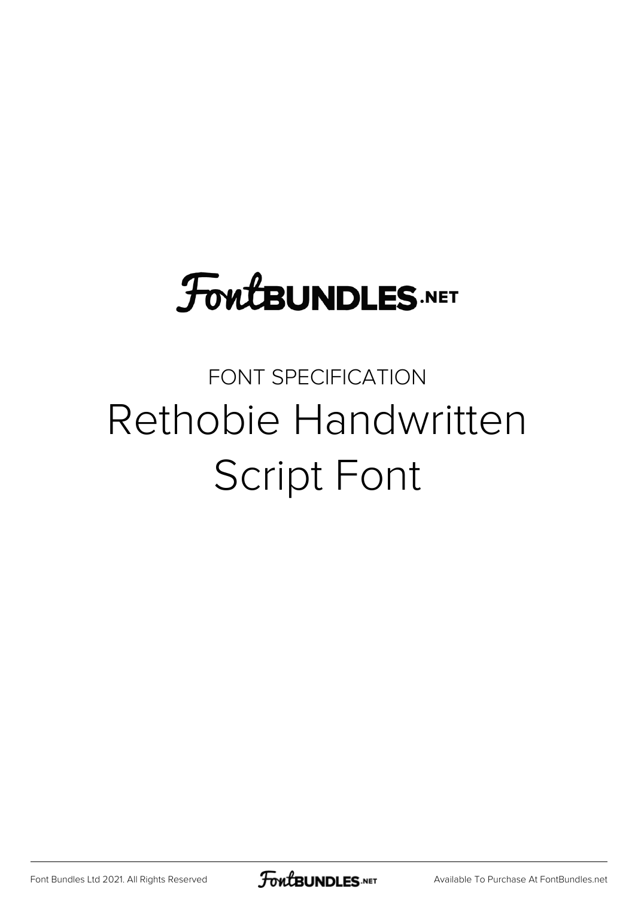FontBUNDLES.NET

FONT SPECIFICATION

# Rethobie Handwritten Script Font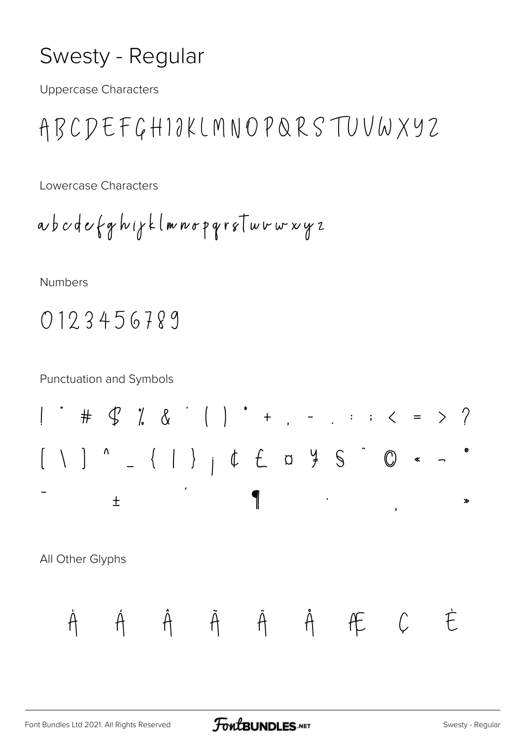# Swesty - Regular

Uppercase Characters

ABCDEFGHIJKLMNOPQRSTUVWXYZ

Lowercase Characters

abcdefghijklmnopqrstuvwxyz

Numbers

0123456789

Punctuation and Symbols

! " # $ % & ' ( ) * + , - . : ; < = > ?

[ \ ] ^ _ { | } ¡ ¢ £ ¤ ¥ § ¨ © « ¬ ®

¯ ± ´ ¶ · ¸ »

All Other Glyphs

À Á Â Ã Ä Å Æ Ç È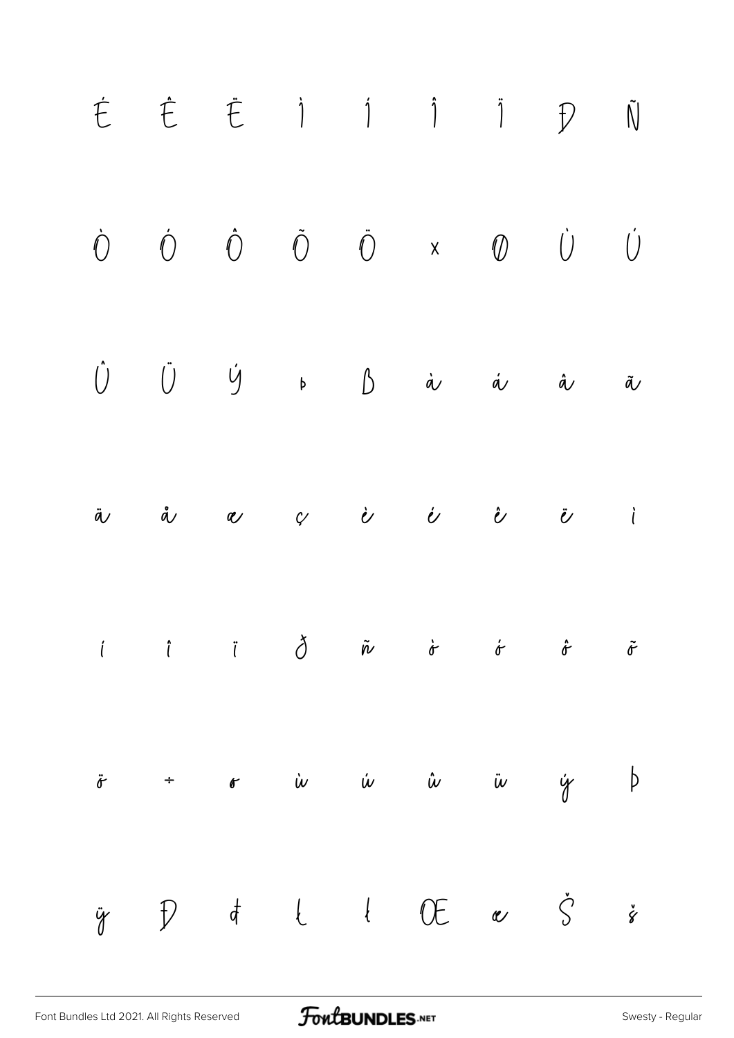É Ê Ë Ì Í Î Ï Đ Ñ

Ò Ó Ô Õ Ö × Ø Ù Ú

Û Ü Ý Þ ß à á â ã

ä å æ ç è é ê ë ì

í î ï ð ñ ò ó ô õ

ö ÷ ø ù ú û ü ý þ

ÿ Đ đ Ł ł Œ œ Š š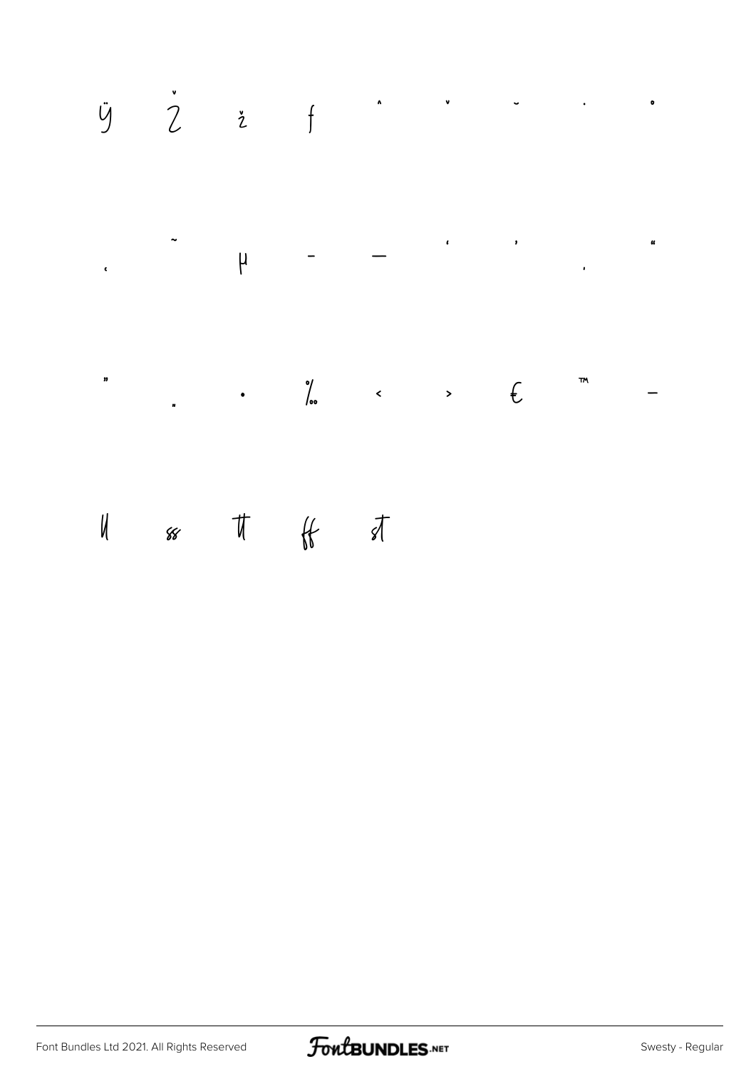ÿ Ž ž ƒ ˆ ˇ ˘ ˙ ˚

˛ ˜ µ – — ' ' ‚ "

" „ • ‰ ‹ › € ™ −

ll ss tt ff st